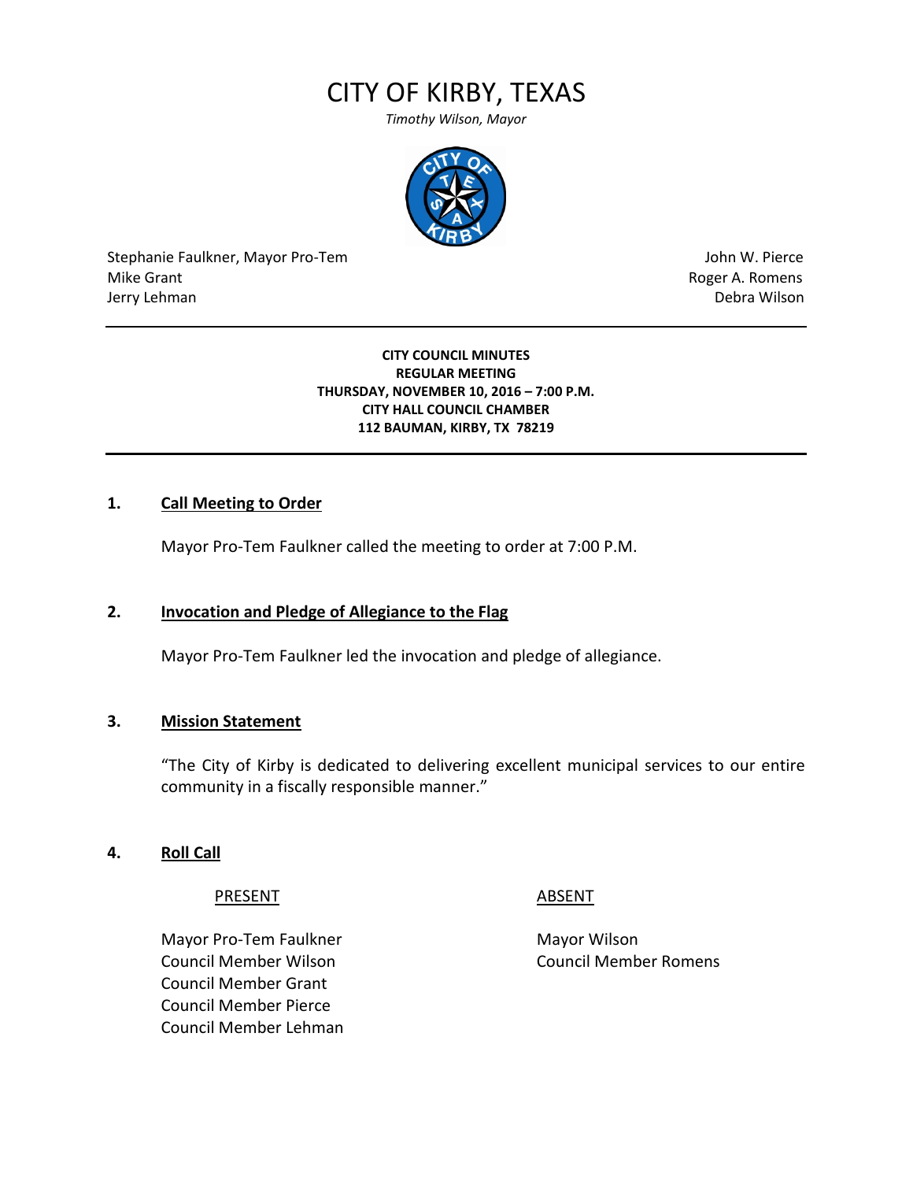# CITY OF KIRBY, TEXAS

*Timothy Wilson, Mayor*

| | |
|---|---|
| Stephanie Faulkner, Mayor Pro-Tem | John W. Pierce |
| Mike Grant | Roger A. Romens |
| Jerry Lehman | Debra Wilson |

---

**CITY COUNCIL MINUTES**
**REGULAR MEETING**
**THURSDAY, NOVEMBER 10, 2016 – 7:00 P.M.**
**CITY HALL COUNCIL CHAMBER**
**112 BAUMAN, KIRBY, TX 78219**

---

## 1. Call Meeting to Order

Mayor Pro-Tem Faulkner called the meeting to order at 7:00 P.M.

## 2. Invocation and Pledge of Allegiance to the Flag

Mayor Pro-Tem Faulkner led the invocation and pledge of allegiance.

## 3. Mission Statement

"The City of Kirby is dedicated to delivering excellent municipal services to our entire community in a fiscally responsible manner."

## 4. Roll Call

| PRESENT | ABSENT |
|---|---|
| Mayor Pro-Tem Faulkner | Mayor Wilson |
| Council Member Wilson | Council Member Romens |
| Council Member Grant | |
| Council Member Pierce | |
| Council Member Lehman | |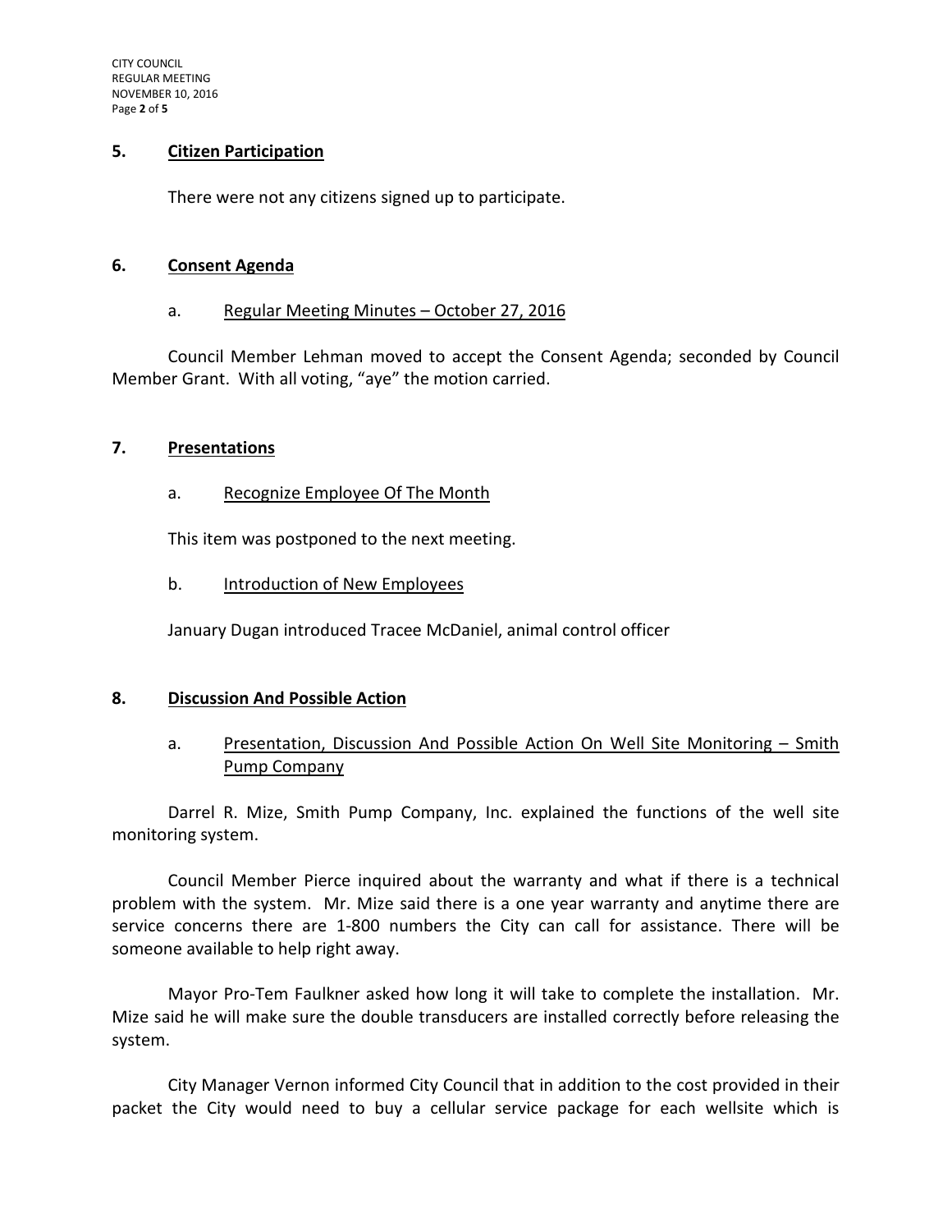## 5. Citizen Participation

There were not any citizens signed up to participate.

## 6. Consent Agenda

a. Regular Meeting Minutes – October 27, 2016

Council Member Lehman moved to accept the Consent Agenda; seconded by Council Member Grant. With all voting, "aye" the motion carried.

## 7. Presentations

a. Recognize Employee Of The Month

This item was postponed to the next meeting.

b. Introduction of New Employees

January Dugan introduced Tracee McDaniel, animal control officer

## 8. Discussion And Possible Action

a. Presentation, Discussion And Possible Action On Well Site Monitoring – Smith Pump Company

Darrel R. Mize, Smith Pump Company, Inc. explained the functions of the well site monitoring system.

Council Member Pierce inquired about the warranty and what if there is a technical problem with the system. Mr. Mize said there is a one year warranty and anytime there are service concerns there are 1-800 numbers the City can call for assistance. There will be someone available to help right away.

Mayor Pro-Tem Faulkner asked how long it will take to complete the installation. Mr. Mize said he will make sure the double transducers are installed correctly before releasing the system.

City Manager Vernon informed City Council that in addition to the cost provided in their packet the City would need to buy a cellular service package for each wellsite which is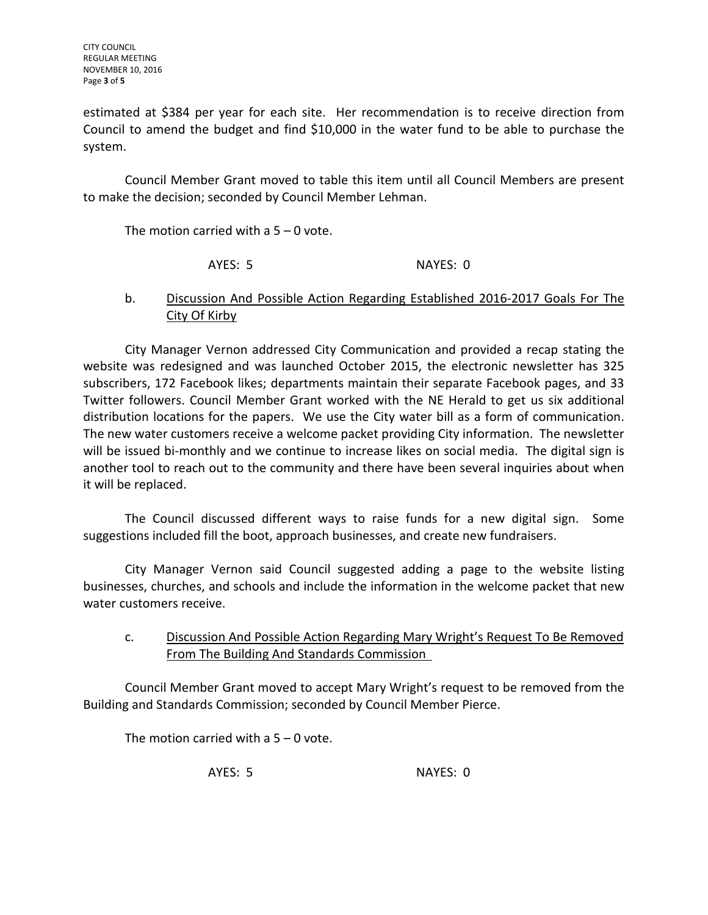estimated at $384 per year for each site. Her recommendation is to receive direction from Council to amend the budget and find $10,000 in the water fund to be able to purchase the system.

Council Member Grant moved to table this item until all Council Members are present to make the decision; seconded by Council Member Lehman.

The motion carried with a 5 – 0 vote.

AYES: 5 NAYES: 0

b. <u>Discussion And Possible Action Regarding Established 2016-2017 Goals For The City Of Kirby</u>

City Manager Vernon addressed City Communication and provided a recap stating the website was redesigned and was launched October 2015, the electronic newsletter has 325 subscribers, 172 Facebook likes; departments maintain their separate Facebook pages, and 33 Twitter followers. Council Member Grant worked with the NE Herald to get us six additional distribution locations for the papers. We use the City water bill as a form of communication. The new water customers receive a welcome packet providing City information. The newsletter will be issued bi-monthly and we continue to increase likes on social media. The digital sign is another tool to reach out to the community and there have been several inquiries about when it will be replaced.

The Council discussed different ways to raise funds for a new digital sign. Some suggestions included fill the boot, approach businesses, and create new fundraisers.

City Manager Vernon said Council suggested adding a page to the website listing businesses, churches, and schools and include the information in the welcome packet that new water customers receive.

c. <u>Discussion And Possible Action Regarding Mary Wright's Request To Be Removed From The Building And Standards Commission</u>

Council Member Grant moved to accept Mary Wright's request to be removed from the Building and Standards Commission; seconded by Council Member Pierce.

The motion carried with a 5 – 0 vote.

AYES: 5 NAYES: 0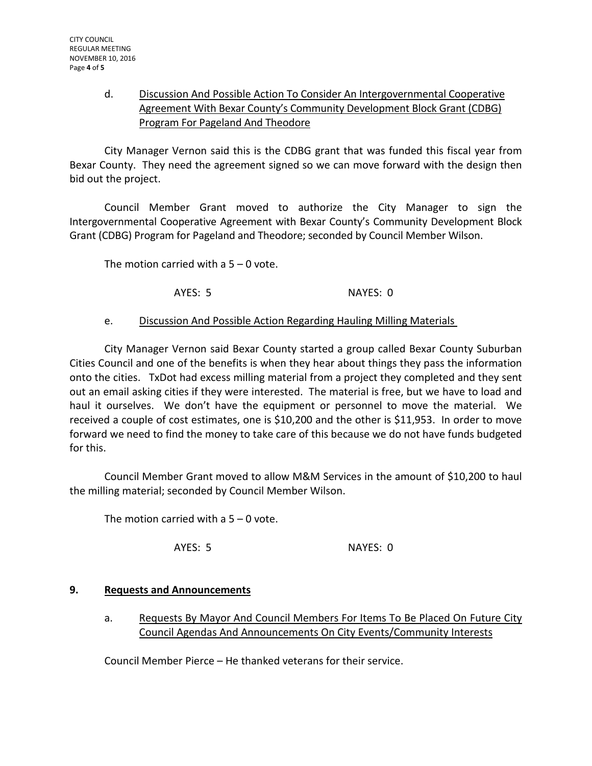d. <u>Discussion And Possible Action To Consider An Intergovernmental Cooperative Agreement With Bexar County's Community Development Block Grant (CDBG) Program For Pageland And Theodore</u>

City Manager Vernon said this is the CDBG grant that was funded this fiscal year from Bexar County. They need the agreement signed so we can move forward with the design then bid out the project.

Council Member Grant moved to authorize the City Manager to sign the Intergovernmental Cooperative Agreement with Bexar County's Community Development Block Grant (CDBG) Program for Pageland and Theodore; seconded by Council Member Wilson.

The motion carried with a 5 – 0 vote.

AYES: 5 NAYES: 0

e. <u>Discussion And Possible Action Regarding Hauling Milling Materials</u>

City Manager Vernon said Bexar County started a group called Bexar County Suburban Cities Council and one of the benefits is when they hear about things they pass the information onto the cities. TxDot had excess milling material from a project they completed and they sent out an email asking cities if they were interested. The material is free, but we have to load and haul it ourselves. We don't have the equipment or personnel to move the material. We received a couple of cost estimates, one is $10,200 and the other is $11,953. In order to move forward we need to find the money to take care of this because we do not have funds budgeted for this.

Council Member Grant moved to allow M&M Services in the amount of $10,200 to haul the milling material; seconded by Council Member Wilson.

The motion carried with a 5 – 0 vote.

AYES: 5 NAYES: 0

## 9. <u>Requests and Announcements</u>

a. <u>Requests By Mayor And Council Members For Items To Be Placed On Future City Council Agendas And Announcements On City Events/Community Interests</u>

Council Member Pierce – He thanked veterans for their service.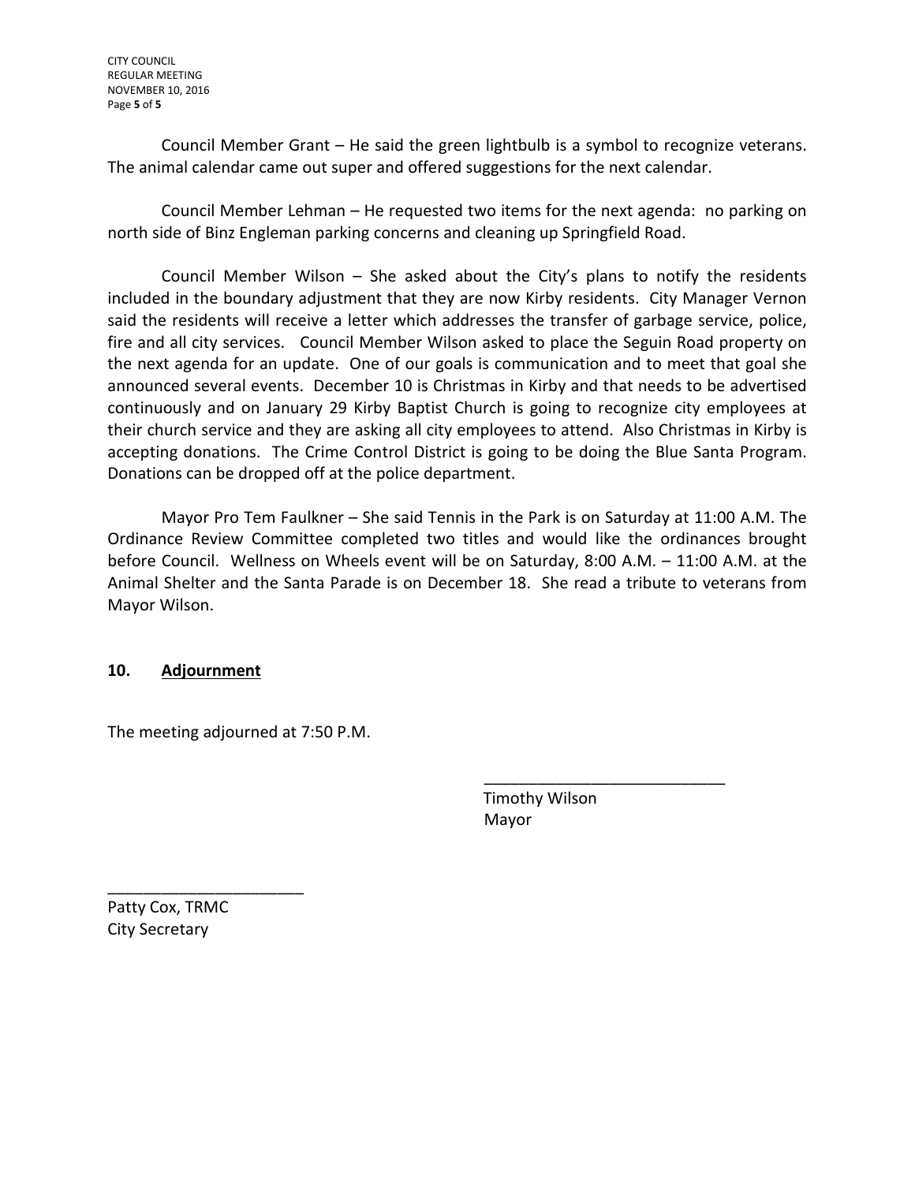Council Member Grant – He said the green lightbulb is a symbol to recognize veterans. The animal calendar came out super and offered suggestions for the next calendar.

Council Member Lehman – He requested two items for the next agenda: no parking on north side of Binz Engleman parking concerns and cleaning up Springfield Road.

Council Member Wilson – She asked about the City's plans to notify the residents included in the boundary adjustment that they are now Kirby residents. City Manager Vernon said the residents will receive a letter which addresses the transfer of garbage service, police, fire and all city services. Council Member Wilson asked to place the Seguin Road property on the next agenda for an update. One of our goals is communication and to meet that goal she announced several events. December 10 is Christmas in Kirby and that needs to be advertised continuously and on January 29 Kirby Baptist Church is going to recognize city employees at their church service and they are asking all city employees to attend. Also Christmas in Kirby is accepting donations. The Crime Control District is going to be doing the Blue Santa Program. Donations can be dropped off at the police department.

Mayor Pro Tem Faulkner – She said Tennis in the Park is on Saturday at 11:00 A.M. The Ordinance Review Committee completed two titles and would like the ordinances brought before Council. Wellness on Wheels event will be on Saturday, 8:00 A.M. – 11:00 A.M. at the Animal Shelter and the Santa Parade is on December 18. She read a tribute to veterans from Mayor Wilson.

## 10. Adjournment

The meeting adjourned at 7:50 P.M.

___________________________
Timothy Wilson
Mayor

______________________
Patty Cox, TRMC
City Secretary